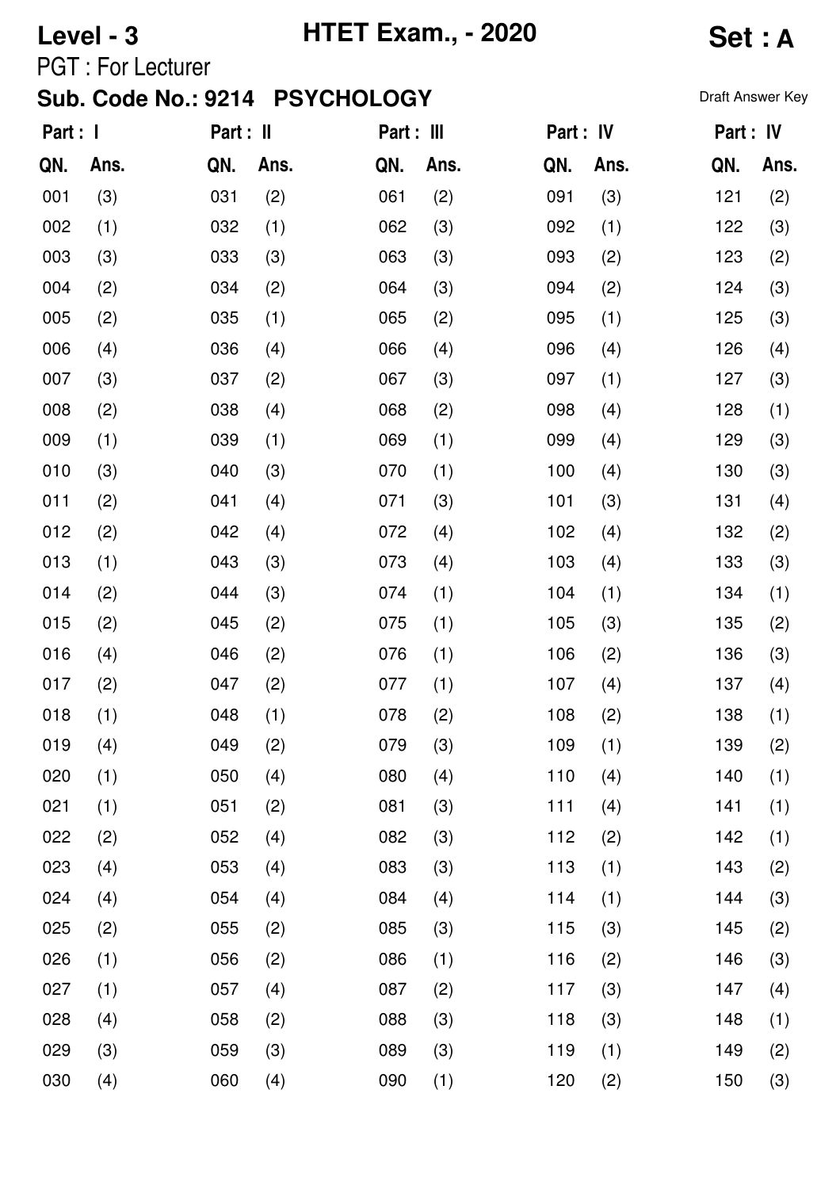**Level - 3** **HTET Exam., - 2020** **Set : A**

PGT : For Lecturer

**Sub. Code No.: 9214 PSYCHOLOGY**

Draft Answer Key

| Part : I | | Part : II | | Part : III | | Part : IV | | Part : IV | |
|---|---|---|---|---|---|---|---|---|---|
| **QN.** | **Ans.** | **QN.** | **Ans.** | **QN.** | **Ans.** | **QN.** | **Ans.** | **QN.** | **Ans.** |
| 001 | (3) | 031 | (2) | 061 | (2) | 091 | (3) | 121 | (2) |
| 002 | (1) | 032 | (1) | 062 | (3) | 092 | (1) | 122 | (3) |
| 003 | (3) | 033 | (3) | 063 | (3) | 093 | (2) | 123 | (2) |
| 004 | (2) | 034 | (2) | 064 | (3) | 094 | (2) | 124 | (3) |
| 005 | (2) | 035 | (1) | 065 | (2) | 095 | (1) | 125 | (3) |
| 006 | (4) | 036 | (4) | 066 | (4) | 096 | (4) | 126 | (4) |
| 007 | (3) | 037 | (2) | 067 | (3) | 097 | (1) | 127 | (3) |
| 008 | (2) | 038 | (4) | 068 | (2) | 098 | (4) | 128 | (1) |
| 009 | (1) | 039 | (1) | 069 | (1) | 099 | (4) | 129 | (3) |
| 010 | (3) | 040 | (3) | 070 | (1) | 100 | (4) | 130 | (3) |
| 011 | (2) | 041 | (4) | 071 | (3) | 101 | (3) | 131 | (4) |
| 012 | (2) | 042 | (4) | 072 | (4) | 102 | (4) | 132 | (2) |
| 013 | (1) | 043 | (3) | 073 | (4) | 103 | (4) | 133 | (3) |
| 014 | (2) | 044 | (3) | 074 | (1) | 104 | (1) | 134 | (1) |
| 015 | (2) | 045 | (2) | 075 | (1) | 105 | (3) | 135 | (2) |
| 016 | (4) | 046 | (2) | 076 | (1) | 106 | (2) | 136 | (3) |
| 017 | (2) | 047 | (2) | 077 | (1) | 107 | (4) | 137 | (4) |
| 018 | (1) | 048 | (1) | 078 | (2) | 108 | (2) | 138 | (1) |
| 019 | (4) | 049 | (2) | 079 | (3) | 109 | (1) | 139 | (2) |
| 020 | (1) | 050 | (4) | 080 | (4) | 110 | (4) | 140 | (1) |
| 021 | (1) | 051 | (2) | 081 | (3) | 111 | (4) | 141 | (1) |
| 022 | (2) | 052 | (4) | 082 | (3) | 112 | (2) | 142 | (1) |
| 023 | (4) | 053 | (4) | 083 | (3) | 113 | (1) | 143 | (2) |
| 024 | (4) | 054 | (4) | 084 | (4) | 114 | (1) | 144 | (3) |
| 025 | (2) | 055 | (2) | 085 | (3) | 115 | (3) | 145 | (2) |
| 026 | (1) | 056 | (2) | 086 | (1) | 116 | (2) | 146 | (3) |
| 027 | (1) | 057 | (4) | 087 | (2) | 117 | (3) | 147 | (4) |
| 028 | (4) | 058 | (2) | 088 | (3) | 118 | (3) | 148 | (1) |
| 029 | (3) | 059 | (3) | 089 | (3) | 119 | (1) | 149 | (2) |
| 030 | (4) | 060 | (4) | 090 | (1) | 120 | (2) | 150 | (3) |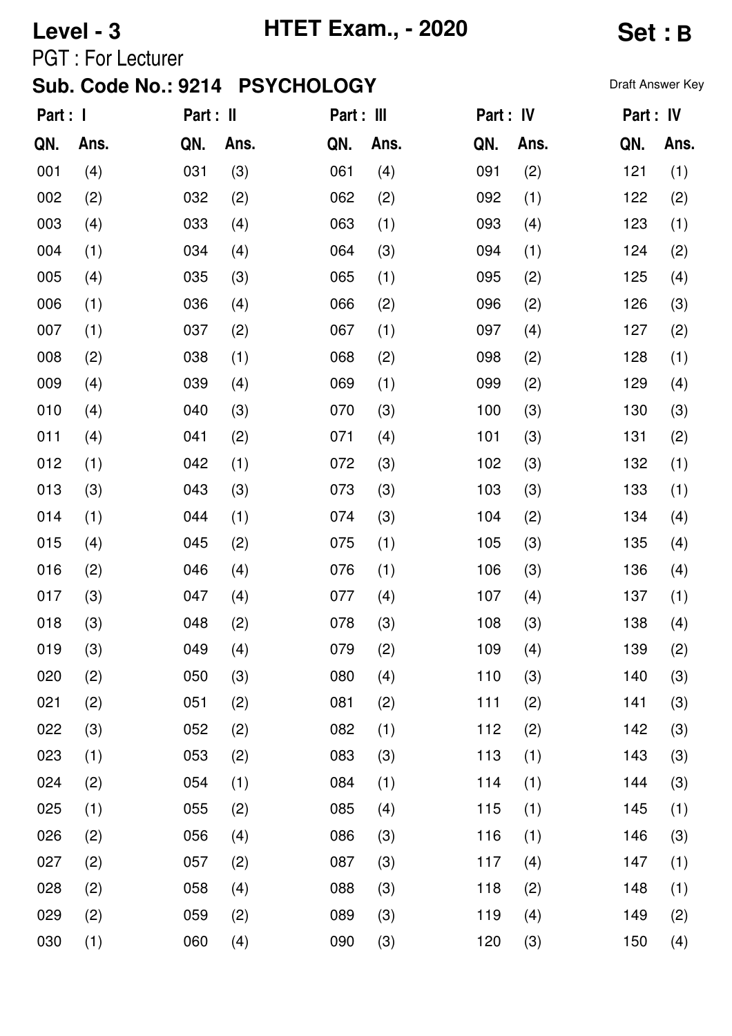**Level - 3** **HTET Exam., - 2020** **Set : B**

PGT : For Lecturer

**Sub. Code No.: 9214 PSYCHOLOGY**

Draft Answer Key

| Part : I | | Part : II | | Part : III | | Part : IV | | Part : IV | |
|---|---|---|---|---|---|---|---|---|---|
| **QN.** | **Ans.** | **QN.** | **Ans.** | **QN.** | **Ans.** | **QN.** | **Ans.** | **QN.** | **Ans.** |
| 001 | (4) | 031 | (3) | 061 | (4) | 091 | (2) | 121 | (1) |
| 002 | (2) | 032 | (2) | 062 | (2) | 092 | (1) | 122 | (2) |
| 003 | (4) | 033 | (4) | 063 | (1) | 093 | (4) | 123 | (1) |
| 004 | (1) | 034 | (4) | 064 | (3) | 094 | (1) | 124 | (2) |
| 005 | (4) | 035 | (3) | 065 | (1) | 095 | (2) | 125 | (4) |
| 006 | (1) | 036 | (4) | 066 | (2) | 096 | (2) | 126 | (3) |
| 007 | (1) | 037 | (2) | 067 | (1) | 097 | (4) | 127 | (2) |
| 008 | (2) | 038 | (1) | 068 | (2) | 098 | (2) | 128 | (1) |
| 009 | (4) | 039 | (4) | 069 | (1) | 099 | (2) | 129 | (4) |
| 010 | (4) | 040 | (3) | 070 | (3) | 100 | (3) | 130 | (3) |
| 011 | (4) | 041 | (2) | 071 | (4) | 101 | (3) | 131 | (2) |
| 012 | (1) | 042 | (1) | 072 | (3) | 102 | (3) | 132 | (1) |
| 013 | (3) | 043 | (3) | 073 | (3) | 103 | (3) | 133 | (1) |
| 014 | (1) | 044 | (1) | 074 | (3) | 104 | (2) | 134 | (4) |
| 015 | (4) | 045 | (2) | 075 | (1) | 105 | (3) | 135 | (4) |
| 016 | (2) | 046 | (4) | 076 | (1) | 106 | (3) | 136 | (4) |
| 017 | (3) | 047 | (4) | 077 | (4) | 107 | (4) | 137 | (1) |
| 018 | (3) | 048 | (2) | 078 | (3) | 108 | (3) | 138 | (4) |
| 019 | (3) | 049 | (4) | 079 | (2) | 109 | (4) | 139 | (2) |
| 020 | (2) | 050 | (3) | 080 | (4) | 110 | (3) | 140 | (3) |
| 021 | (2) | 051 | (2) | 081 | (2) | 111 | (2) | 141 | (3) |
| 022 | (3) | 052 | (2) | 082 | (1) | 112 | (2) | 142 | (3) |
| 023 | (1) | 053 | (2) | 083 | (3) | 113 | (1) | 143 | (3) |
| 024 | (2) | 054 | (1) | 084 | (1) | 114 | (1) | 144 | (3) |
| 025 | (1) | 055 | (2) | 085 | (4) | 115 | (1) | 145 | (1) |
| 026 | (2) | 056 | (4) | 086 | (3) | 116 | (1) | 146 | (3) |
| 027 | (2) | 057 | (2) | 087 | (3) | 117 | (4) | 147 | (1) |
| 028 | (2) | 058 | (4) | 088 | (3) | 118 | (2) | 148 | (1) |
| 029 | (2) | 059 | (2) | 089 | (3) | 119 | (4) | 149 | (2) |
| 030 | (1) | 060 | (4) | 090 | (3) | 120 | (3) | 150 | (4) |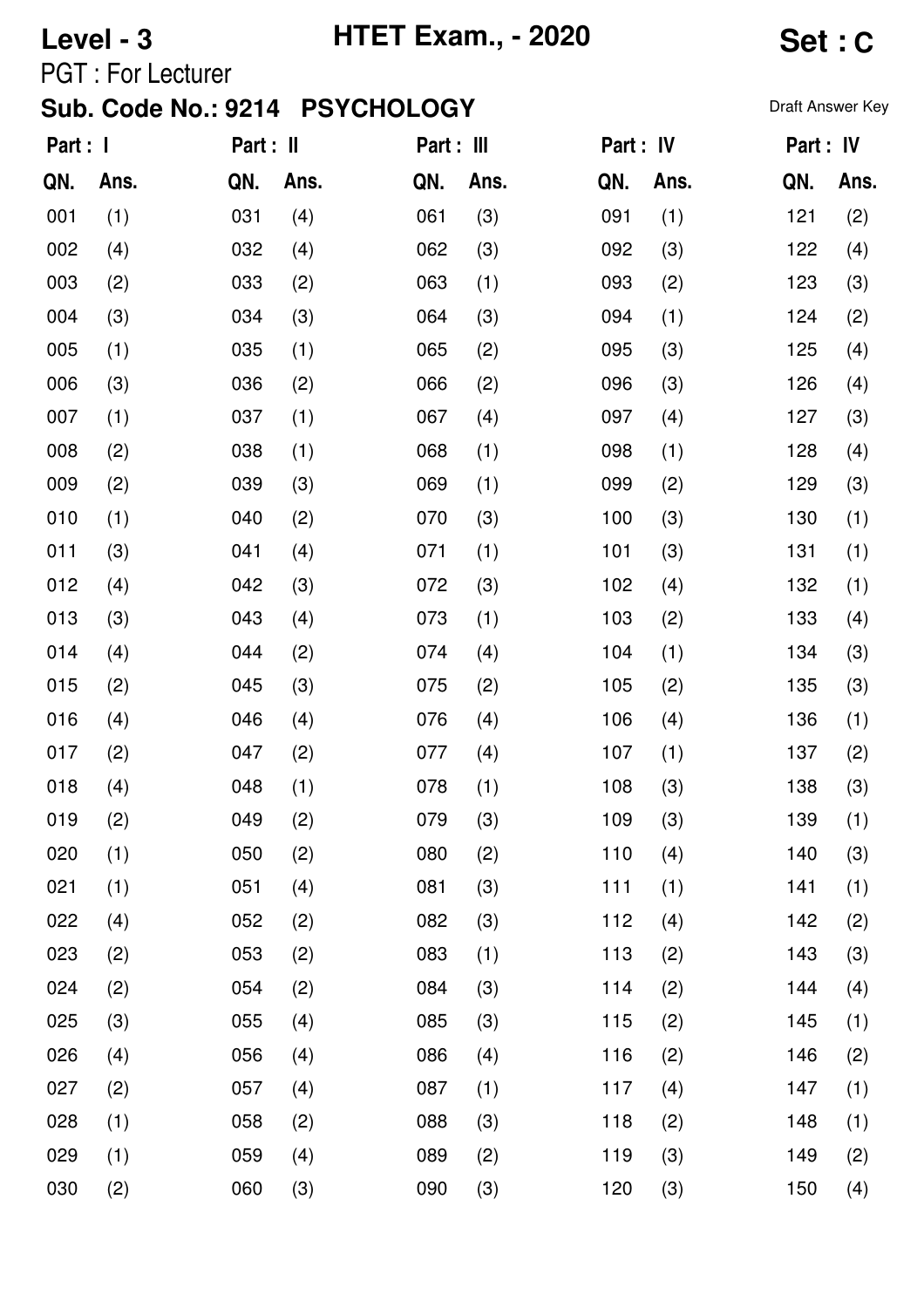**Level - 3** **HTET Exam., - 2020** **Set : C**

PGT : For Lecturer

**Sub. Code No.: 9214 PSYCHOLOGY**

Draft Answer Key

| Part : I | | Part : II | | Part : III | | Part : IV | | Part : IV | |
|---|---|---|---|---|---|---|---|---|---|
| QN. | Ans. | QN. | Ans. | QN. | Ans. | QN. | Ans. | QN. | Ans. |
| 001 | (1) | 031 | (4) | 061 | (3) | 091 | (1) | 121 | (2) |
| 002 | (4) | 032 | (4) | 062 | (3) | 092 | (3) | 122 | (4) |
| 003 | (2) | 033 | (2) | 063 | (1) | 093 | (2) | 123 | (3) |
| 004 | (3) | 034 | (3) | 064 | (3) | 094 | (1) | 124 | (2) |
| 005 | (1) | 035 | (1) | 065 | (2) | 095 | (3) | 125 | (4) |
| 006 | (3) | 036 | (2) | 066 | (2) | 096 | (3) | 126 | (4) |
| 007 | (1) | 037 | (1) | 067 | (4) | 097 | (4) | 127 | (3) |
| 008 | (2) | 038 | (1) | 068 | (1) | 098 | (1) | 128 | (4) |
| 009 | (2) | 039 | (3) | 069 | (1) | 099 | (2) | 129 | (3) |
| 010 | (1) | 040 | (2) | 070 | (3) | 100 | (3) | 130 | (1) |
| 011 | (3) | 041 | (4) | 071 | (1) | 101 | (3) | 131 | (1) |
| 012 | (4) | 042 | (3) | 072 | (3) | 102 | (4) | 132 | (1) |
| 013 | (3) | 043 | (4) | 073 | (1) | 103 | (2) | 133 | (4) |
| 014 | (4) | 044 | (2) | 074 | (4) | 104 | (1) | 134 | (3) |
| 015 | (2) | 045 | (3) | 075 | (2) | 105 | (2) | 135 | (3) |
| 016 | (4) | 046 | (4) | 076 | (4) | 106 | (4) | 136 | (1) |
| 017 | (2) | 047 | (2) | 077 | (4) | 107 | (1) | 137 | (2) |
| 018 | (4) | 048 | (1) | 078 | (1) | 108 | (3) | 138 | (3) |
| 019 | (2) | 049 | (2) | 079 | (3) | 109 | (3) | 139 | (1) |
| 020 | (1) | 050 | (2) | 080 | (2) | 110 | (4) | 140 | (3) |
| 021 | (1) | 051 | (4) | 081 | (3) | 111 | (1) | 141 | (1) |
| 022 | (4) | 052 | (2) | 082 | (3) | 112 | (4) | 142 | (2) |
| 023 | (2) | 053 | (2) | 083 | (1) | 113 | (2) | 143 | (3) |
| 024 | (2) | 054 | (2) | 084 | (3) | 114 | (2) | 144 | (4) |
| 025 | (3) | 055 | (4) | 085 | (3) | 115 | (2) | 145 | (1) |
| 026 | (4) | 056 | (4) | 086 | (4) | 116 | (2) | 146 | (2) |
| 027 | (2) | 057 | (4) | 087 | (1) | 117 | (4) | 147 | (1) |
| 028 | (1) | 058 | (2) | 088 | (3) | 118 | (2) | 148 | (1) |
| 029 | (1) | 059 | (4) | 089 | (2) | 119 | (3) | 149 | (2) |
| 030 | (2) | 060 | (3) | 090 | (3) | 120 | (3) | 150 | (4) |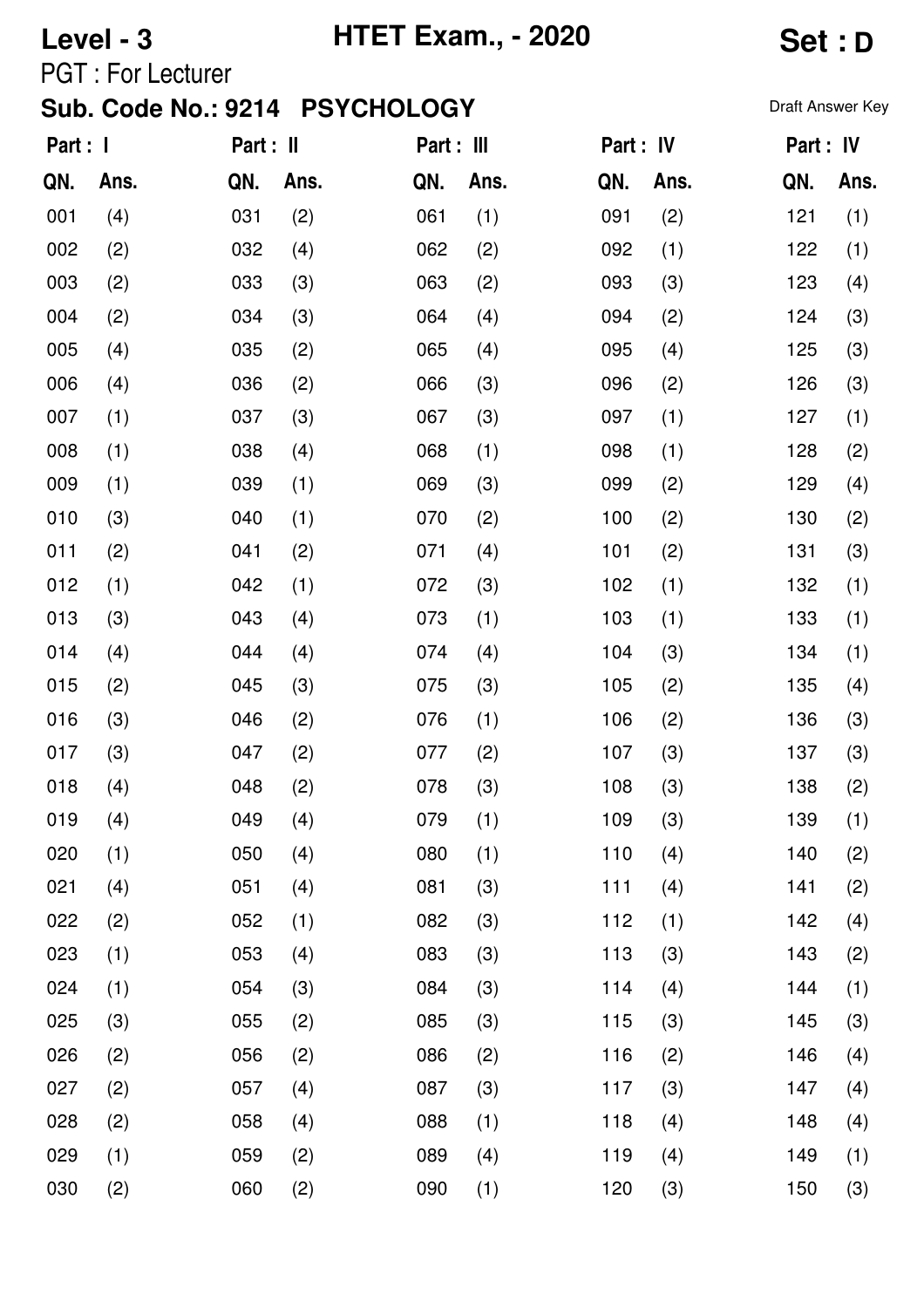**Level - 3** **HTET Exam., - 2020** **Set : D**

PGT : For Lecturer

**Sub. Code No.: 9214 PSYCHOLOGY**

Draft Answer Key

| Part : I | | Part : II | | Part : III | | Part : IV | | Part : IV | |
|---|---|---|---|---|---|---|---|---|---|
| **QN.** | **Ans.** | **QN.** | **Ans.** | **QN.** | **Ans.** | **QN.** | **Ans.** | **QN.** | **Ans.** |
| 001 | (4) | 031 | (2) | 061 | (1) | 091 | (2) | 121 | (1) |
| 002 | (2) | 032 | (4) | 062 | (2) | 092 | (1) | 122 | (1) |
| 003 | (2) | 033 | (3) | 063 | (2) | 093 | (3) | 123 | (4) |
| 004 | (2) | 034 | (3) | 064 | (4) | 094 | (2) | 124 | (3) |
| 005 | (4) | 035 | (2) | 065 | (4) | 095 | (4) | 125 | (3) |
| 006 | (4) | 036 | (2) | 066 | (3) | 096 | (2) | 126 | (3) |
| 007 | (1) | 037 | (3) | 067 | (3) | 097 | (1) | 127 | (1) |
| 008 | (1) | 038 | (4) | 068 | (1) | 098 | (1) | 128 | (2) |
| 009 | (1) | 039 | (1) | 069 | (3) | 099 | (2) | 129 | (4) |
| 010 | (3) | 040 | (1) | 070 | (2) | 100 | (2) | 130 | (2) |
| 011 | (2) | 041 | (2) | 071 | (4) | 101 | (2) | 131 | (3) |
| 012 | (1) | 042 | (1) | 072 | (3) | 102 | (1) | 132 | (1) |
| 013 | (3) | 043 | (4) | 073 | (1) | 103 | (1) | 133 | (1) |
| 014 | (4) | 044 | (4) | 074 | (4) | 104 | (3) | 134 | (1) |
| 015 | (2) | 045 | (3) | 075 | (3) | 105 | (2) | 135 | (4) |
| 016 | (3) | 046 | (2) | 076 | (1) | 106 | (2) | 136 | (3) |
| 017 | (3) | 047 | (2) | 077 | (2) | 107 | (3) | 137 | (3) |
| 018 | (4) | 048 | (2) | 078 | (3) | 108 | (3) | 138 | (2) |
| 019 | (4) | 049 | (4) | 079 | (1) | 109 | (3) | 139 | (1) |
| 020 | (1) | 050 | (4) | 080 | (1) | 110 | (4) | 140 | (2) |
| 021 | (4) | 051 | (4) | 081 | (3) | 111 | (4) | 141 | (2) |
| 022 | (2) | 052 | (1) | 082 | (3) | 112 | (1) | 142 | (4) |
| 023 | (1) | 053 | (4) | 083 | (3) | 113 | (3) | 143 | (2) |
| 024 | (1) | 054 | (3) | 084 | (3) | 114 | (4) | 144 | (1) |
| 025 | (3) | 055 | (2) | 085 | (3) | 115 | (3) | 145 | (3) |
| 026 | (2) | 056 | (2) | 086 | (2) | 116 | (2) | 146 | (4) |
| 027 | (2) | 057 | (4) | 087 | (3) | 117 | (3) | 147 | (4) |
| 028 | (2) | 058 | (4) | 088 | (1) | 118 | (4) | 148 | (4) |
| 029 | (1) | 059 | (2) | 089 | (4) | 119 | (4) | 149 | (1) |
| 030 | (2) | 060 | (2) | 090 | (1) | 120 | (3) | 150 | (3) |